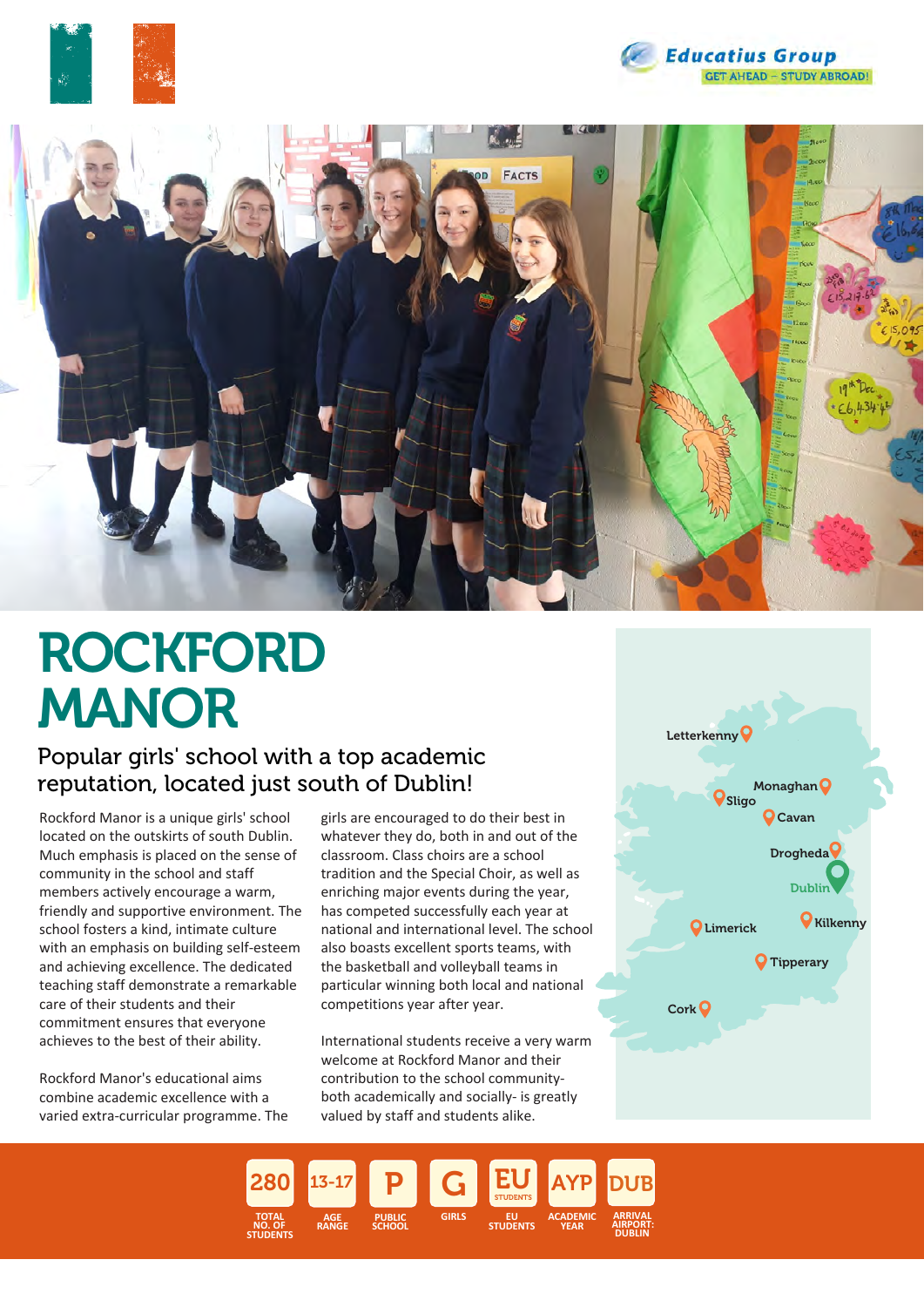Educatius Group
GET AHEAD – STUDY ABROAD!

# ROCKFORD MANOR

## Popular girls' school with a top academic reputation, located just south of Dublin!

Rockford Manor is a unique girls' school located on the outskirts of south Dublin. Much emphasis is placed on the sense of community in the school and staff members actively encourage a warm, friendly and supportive environment. The school fosters a kind, intimate culture with an emphasis on building self-esteem and achieving excellence. The dedicated teaching staff demonstrate a remarkable care of their students and their commitment ensures that everyone achieves to the best of their ability.

Rockford Manor's educational aims combine academic excellence with a varied extra-curricular programme. The girls are encouraged to do their best in whatever they do, both in and out of the classroom. Class choirs are a school tradition and the Special Choir, as well as enriching major events during the year, has competed successfully each year at national and international level. The school also boasts excellent sports teams, with the basketball and volleyball teams in particular winning both local and national competitions year after year.

International students receive a very warm welcome at Rockford Manor and their contribution to the school community- both academically and socially- is greatly valued by staff and students alike.

Letterkenny, Monaghan, Sligo, Cavan, Drogheda, Dublin, Limerick, Kilkenny, Tipperary, Cork

| 280 | 13-17 | P | G | EU | AYP | DUB |
|---|---|---|---|---|---|---|
| TOTAL NO. OF STUDENTS | AGE RANGE | PUBLIC SCHOOL | GIRLS | EU STUDENTS | ACADEMIC YEAR | ARRIVAL AIRPORT: DUBLIN |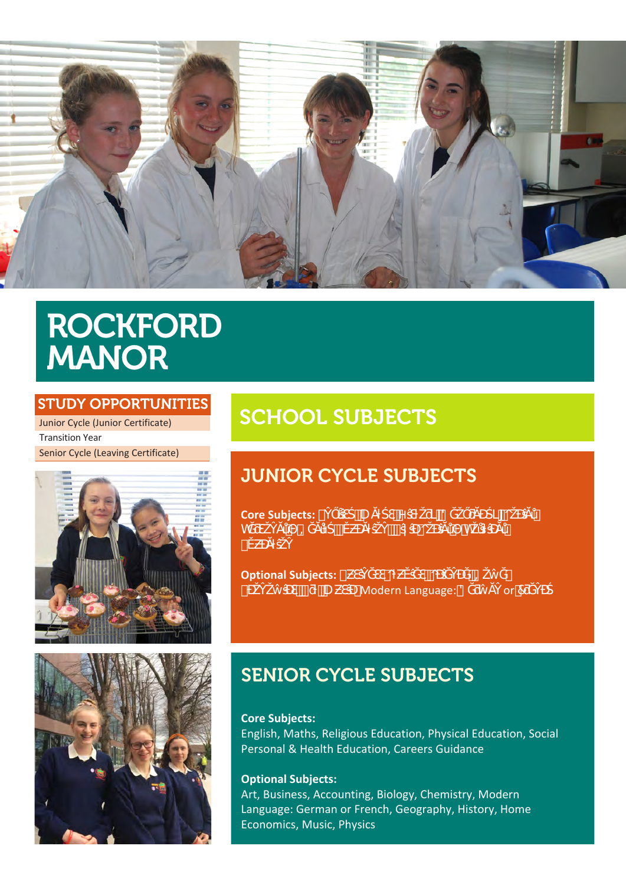# ROCKFORD MANOR

## STUDY OPPORTUNITIES

- Junior Cycle (Junior Certificate)
- Transition Year
- Senior Cycle (Leaving Certificate)

## SCHOOL SUBJECTS

### JUNIOR CYCLE SUBJECTS

**Core Subjects:**

**Optional Subjects:** Modern Language: or

### SENIOR CYCLE SUBJECTS

**Core Subjects:**
English, Maths, Religious Education, Physical Education, Social Personal & Health Education, Careers Guidance

**Optional Subjects:**
Art, Business, Accounting, Biology, Chemistry, Modern Language: German or French, Geography, History, Home Economics, Music, Physics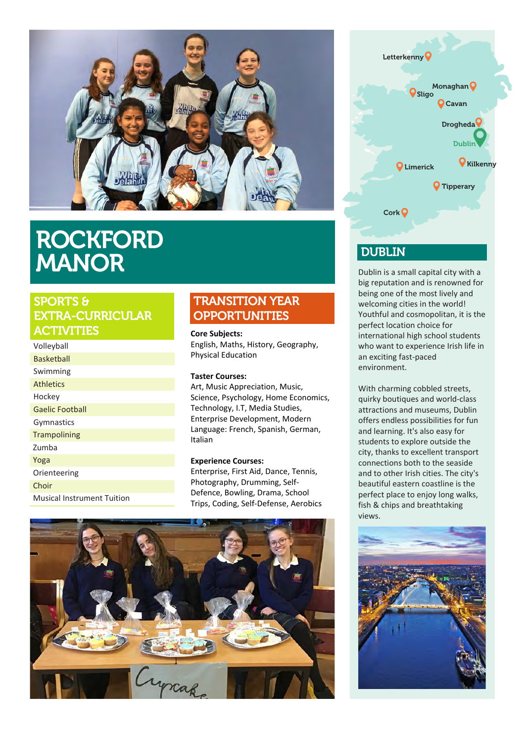# ROCKFORD MANOR

## SPORTS & EXTRA-CURRICULAR ACTIVITIES

- Volleyball
- Basketball
- Swimming
- Athletics
- Hockey
- Gaelic Football
- Gymnastics
- Trampolining
- Zumba
- Yoga
- Orienteering
- Choir
- Musical Instrument Tuition

## TRANSITION YEAR OPPORTUNITIES

**Core Subjects:**
English, Maths, History, Geography, Physical Education

**Taster Courses:**
Art, Music Appreciation, Music, Science, Psychology, Home Economics, Technology, I.T, Media Studies, Enterprise Development, Modern Language: French, Spanish, German, Italian

**Experience Courses:**
Enterprise, First Aid, Dance, Tennis, Photography, Drumming, Self-Defence, Bowling, Drama, School Trips, Coding, Self-Defense, Aerobics

Letterkenny
Monaghan
Sligo
Cavan
Drogheda
Dublin
Limerick
Kilkenny
Tipperary
Cork

## DUBLIN

Dublin is a small capital city with a big reputation and is renowned for being one of the most lively and welcoming cities in the world! Youthful and cosmopolitan, it is the perfect location choice for international high school students who want to experience Irish life in an exciting fast-paced environment.

With charming cobbled streets, quirky boutiques and world-class attractions and museums, Dublin offers endless possibilities for fun and learning. It's also easy for students to explore outside the city, thanks to excellent transport connections both to the seaside and to other Irish cities. The city's beautiful eastern coastline is the perfect place to enjoy long walks, fish & chips and breathtaking views.